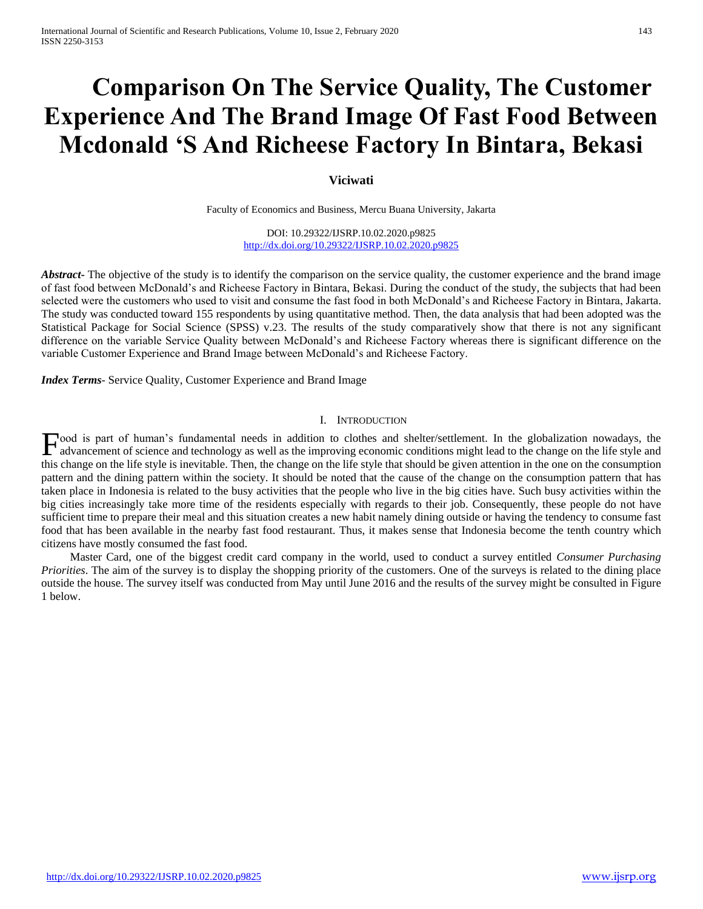# Comparison On The Service Quality, The Customer Experience And The Brand Image Of Fast Food Between Mcdonald 'S And Richeese Factory In Bintara, Bekasi

**Viciwati**

Faculty of Economics and Business, Mercu Buana University, Jakarta

DOI: 10.29322/IJSRP.10.02.2020.p9825
http://dx.doi.org/10.29322/IJSRP.10.02.2020.p9825

***Abstract***- The objective of the study is to identify the comparison on the service quality, the customer experience and the brand image of fast food between McDonald's and Richeese Factory in Bintara, Bekasi. During the conduct of the study, the subjects that had been selected were the customers who used to visit and consume the fast food in both McDonald's and Richeese Factory in Bintara, Jakarta. The study was conducted toward 155 respondents by using quantitative method. Then, the data analysis that had been adopted was the Statistical Package for Social Science (SPSS) v.23. The results of the study comparatively show that there is not any significant difference on the variable Service Quality between McDonald's and Richeese Factory whereas there is significant difference on the variable Customer Experience and Brand Image between McDonald's and Richeese Factory.

***Index Terms***- Service Quality, Customer Experience and Brand Image

## I. Introduction

Food is part of human's fundamental needs in addition to clothes and shelter/settlement. In the globalization nowadays, the advancement of science and technology as well as the improving economic conditions might lead to the change on the life style and this change on the life style is inevitable. Then, the change on the life style that should be given attention in the one on the consumption pattern and the dining pattern within the society. It should be noted that the cause of the change on the consumption pattern that has taken place in Indonesia is related to the busy activities that the people who live in the big cities have. Such busy activities within the big cities increasingly take more time of the residents especially with regards to their job. Consequently, these people do not have sufficient time to prepare their meal and this situation creates a new habit namely dining outside or having the tendency to consume fast food that has been available in the nearby fast food restaurant. Thus, it makes sense that Indonesia become the tenth country which citizens have mostly consumed the fast food.

Master Card, one of the biggest credit card company in the world, used to conduct a survey entitled *Consumer Purchasing Priorities*. The aim of the survey is to display the shopping priority of the customers. One of the surveys is related to the dining place outside the house. The survey itself was conducted from May until June 2016 and the results of the survey might be consulted in Figure 1 below.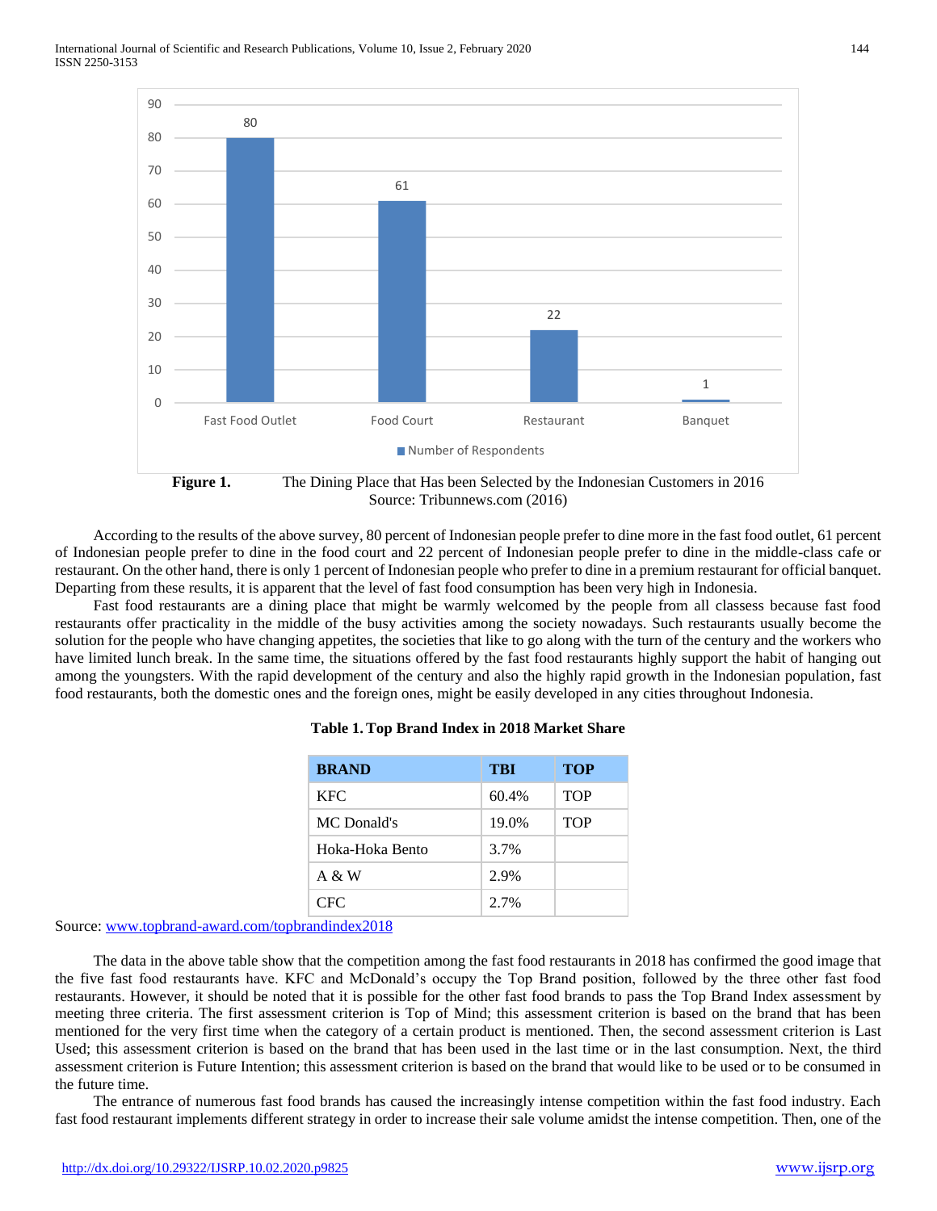**Figure 1.** The Dining Place that Has been Selected by the Indonesian Customers in 2016
Source: Tribunnews.com (2016)

According to the results of the above survey, 80 percent of Indonesian people prefer to dine more in the fast food outlet, 61 percent of Indonesian people prefer to dine in the food court and 22 percent of Indonesian people prefer to dine in the middle-class cafe or restaurant. On the other hand, there is only 1 percent of Indonesian people who prefer to dine in a premium restaurant for official banquet. Departing from these results, it is apparent that the level of fast food consumption has been very high in Indonesia.

Fast food restaurants are a dining place that might be warmly welcomed by the people from all classess because fast food restaurants offer practicality in the middle of the busy activities among the society nowadays. Such restaurants usually become the solution for the people who have changing appetites, the societies that like to go along with the turn of the century and the workers who have limited lunch break. In the same time, the situations offered by the fast food restaurants highly support the habit of hanging out among the youngsters. With the rapid development of the century and also the highly rapid growth in the Indonesian population, fast food restaurants, both the domestic ones and the foreign ones, might be easily developed in any cities throughout Indonesia.

**Table 1. Top Brand Index in 2018 Market Share**

| BRAND | TBI | TOP |
|---|---|---|
| KFC | 60.4% | TOP |
| MC Donald's | 19.0% | TOP |
| Hoka-Hoka Bento | 3.7% | |
| A & W | 2.9% | |
| CFC | 2.7% | |

Source: www.topbrand-award.com/topbrandindex2018

The data in the above table show that the competition among the fast food restaurants in 2018 has confirmed the good image that the five fast food restaurants have. KFC and McDonald's occupy the Top Brand position, followed by the three other fast food restaurants. However, it should be noted that it is possible for the other fast food brands to pass the Top Brand Index assessment by meeting three criteria. The first assessment criterion is Top of Mind; this assessment criterion is based on the brand that has been mentioned for the very first time when the category of a certain product is mentioned. Then, the second assessment criterion is Last Used; this assessment criterion is based on the brand that has been used in the last time or in the last consumption. Next, the third assessment criterion is Future Intention; this assessment criterion is based on the brand that would like to be used or to be consumed in the future time.

The entrance of numerous fast food brands has caused the increasingly intense competition within the fast food industry. Each fast food restaurant implements different strategy in order to increase their sale volume amidst the intense competition. Then, one of the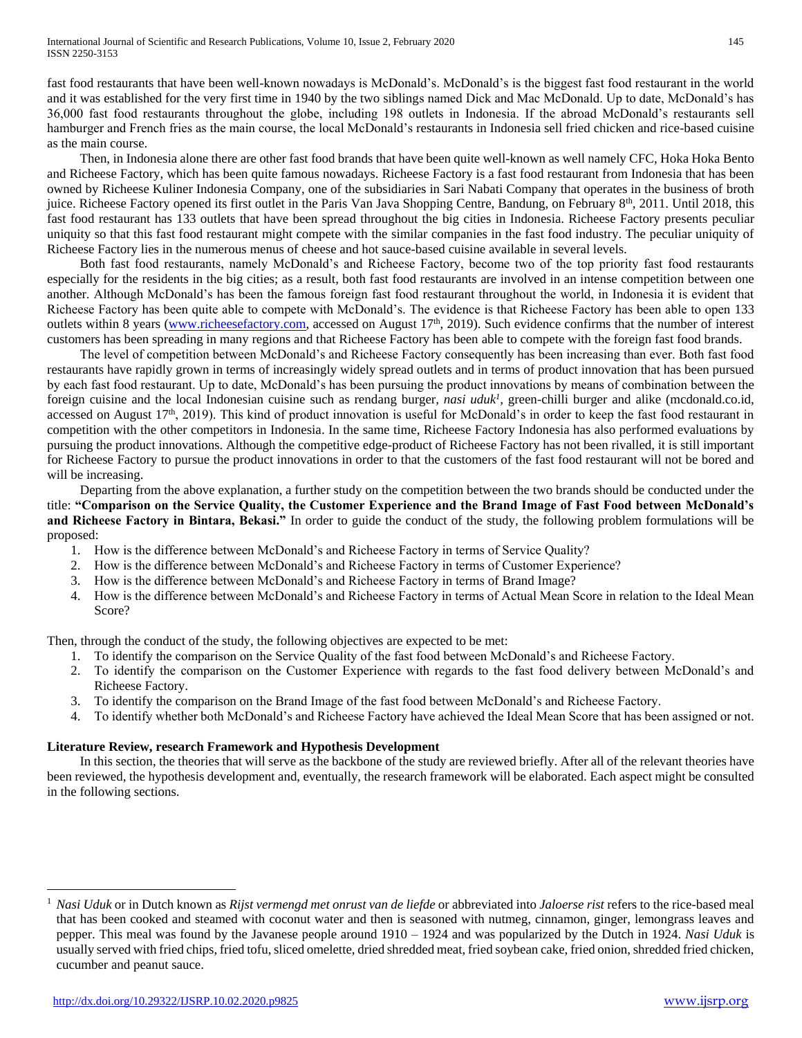fast food restaurants that have been well-known nowadays is McDonald's. McDonald's is the biggest fast food restaurant in the world and it was established for the very first time in 1940 by the two siblings named Dick and Mac McDonald. Up to date, McDonald's has 36,000 fast food restaurants throughout the globe, including 198 outlets in Indonesia. If the abroad McDonald's restaurants sell hamburger and French fries as the main course, the local McDonald's restaurants in Indonesia sell fried chicken and rice-based cuisine as the main course.

Then, in Indonesia alone there are other fast food brands that have been quite well-known as well namely CFC, Hoka Hoka Bento and Richeese Factory, which has been quite famous nowadays. Richeese Factory is a fast food restaurant from Indonesia that has been owned by Richeese Kuliner Indonesia Company, one of the subsidiaries in Sari Nabati Company that operates in the business of broth juice. Richeese Factory opened its first outlet in the Paris Van Java Shopping Centre, Bandung, on February 8th, 2011. Until 2018, this fast food restaurant has 133 outlets that have been spread throughout the big cities in Indonesia. Richeese Factory presents peculiar uniquity so that this fast food restaurant might compete with the similar companies in the fast food industry. The peculiar uniquity of Richeese Factory lies in the numerous menus of cheese and hot sauce-based cuisine available in several levels.

Both fast food restaurants, namely McDonald's and Richeese Factory, become two of the top priority fast food restaurants especially for the residents in the big cities; as a result, both fast food restaurants are involved in an intense competition between one another. Although McDonald's has been the famous foreign fast food restaurant throughout the world, in Indonesia it is evident that Richeese Factory has been quite able to compete with McDonald's. The evidence is that Richeese Factory has been able to open 133 outlets within 8 years (www.richeesefactory.com, accessed on August 17th, 2019). Such evidence confirms that the number of interest customers has been spreading in many regions and that Richeese Factory has been able to compete with the foreign fast food brands.

The level of competition between McDonald's and Richeese Factory consequently has been increasing than ever. Both fast food restaurants have rapidly grown in terms of increasingly widely spread outlets and in terms of product innovation that has been pursued by each fast food restaurant. Up to date, McDonald's has been pursuing the product innovations by means of combination between the foreign cuisine and the local Indonesian cuisine such as rendang burger, *nasi uduk*[1], green-chilli burger and alike (mcdonald.co.id, accessed on August 17th, 2019). This kind of product innovation is useful for McDonald's in order to keep the fast food restaurant in competition with the other competitors in Indonesia. In the same time, Richeese Factory Indonesia has also performed evaluations by pursuing the product innovations. Although the competitive edge-product of Richeese Factory has not been rivalled, it is still important for Richeese Factory to pursue the product innovations in order to that the customers of the fast food restaurant will not be bored and will be increasing.

Departing from the above explanation, a further study on the competition between the two brands should be conducted under the title: **"Comparison on the Service Quality, the Customer Experience and the Brand Image of Fast Food between McDonald's and Richeese Factory in Bintara, Bekasi."** In order to guide the conduct of the study, the following problem formulations will be proposed:

1. How is the difference between McDonald's and Richeese Factory in terms of Service Quality?
2. How is the difference between McDonald's and Richeese Factory in terms of Customer Experience?
3. How is the difference between McDonald's and Richeese Factory in terms of Brand Image?
4. How is the difference between McDonald's and Richeese Factory in terms of Actual Mean Score in relation to the Ideal Mean Score?

Then, through the conduct of the study, the following objectives are expected to be met:

1. To identify the comparison on the Service Quality of the fast food between McDonald's and Richeese Factory.
2. To identify the comparison on the Customer Experience with regards to the fast food delivery between McDonald's and Richeese Factory.
3. To identify the comparison on the Brand Image of the fast food between McDonald's and Richeese Factory.
4. To identify whether both McDonald's and Richeese Factory have achieved the Ideal Mean Score that has been assigned or not.

## Literature Review, research Framework and Hypothesis Development

In this section, the theories that will serve as the backbone of the study are reviewed briefly. After all of the relevant theories have been reviewed, the hypothesis development and, eventually, the research framework will be elaborated. Each aspect might be consulted in the following sections.

---

[1] *Nasi Uduk* or in Dutch known as *Rijst vermengd met onrust van de liefde* or abbreviated into *Jaloerse rist* refers to the rice-based meal that has been cooked and steamed with coconut water and then is seasoned with nutmeg, cinnamon, ginger, lemongrass leaves and pepper. This meal was found by the Javanese people around 1910 – 1924 and was popularized by the Dutch in 1924. *Nasi Uduk* is usually served with fried chips, fried tofu, sliced omelette, dried shredded meat, fried soybean cake, fried onion, shredded fried chicken, cucumber and peanut sauce.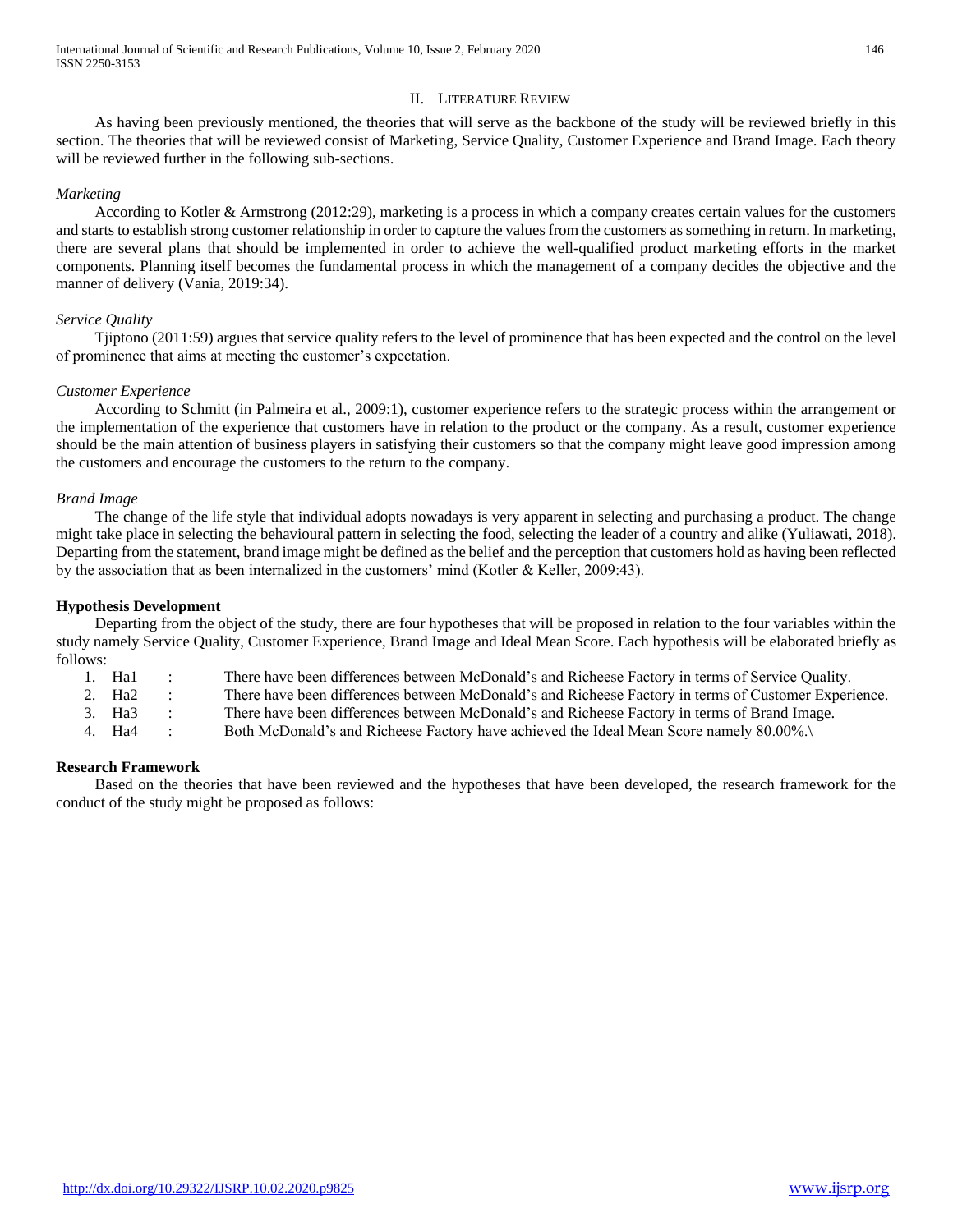## II. LITERATURE REVIEW

As having been previously mentioned, the theories that will serve as the backbone of the study will be reviewed briefly in this section. The theories that will be reviewed consist of Marketing, Service Quality, Customer Experience and Brand Image. Each theory will be reviewed further in the following sub-sections.

### *Marketing*

According to Kotler & Armstrong (2012:29), marketing is a process in which a company creates certain values for the customers and starts to establish strong customer relationship in order to capture the values from the customers as something in return. In marketing, there are several plans that should be implemented in order to achieve the well-qualified product marketing efforts in the market components. Planning itself becomes the fundamental process in which the management of a company decides the objective and the manner of delivery (Vania, 2019:34).

### *Service Quality*

Tjiptono (2011:59) argues that service quality refers to the level of prominence that has been expected and the control on the level of prominence that aims at meeting the customer's expectation.

### *Customer Experience*

According to Schmitt (in Palmeira et al., 2009:1), customer experience refers to the strategic process within the arrangement or the implementation of the experience that customers have in relation to the product or the company. As a result, customer experience should be the main attention of business players in satisfying their customers so that the company might leave good impression among the customers and encourage the customers to the return to the company.

### *Brand Image*

The change of the life style that individual adopts nowadays is very apparent in selecting and purchasing a product. The change might take place in selecting the behavioural pattern in selecting the food, selecting the leader of a country and alike (Yuliawati, 2018). Departing from the statement, brand image might be defined as the belief and the perception that customers hold as having been reflected by the association that as been internalized in the customers' mind (Kotler & Keller, 2009:43).

### **Hypothesis Development**

Departing from the object of the study, there are four hypotheses that will be proposed in relation to the four variables within the study namely Service Quality, Customer Experience, Brand Image and Ideal Mean Score. Each hypothesis will be elaborated briefly as follows:

1. Ha1 : There have been differences between McDonald's and Richeese Factory in terms of Service Quality.
2. Ha2 : There have been differences between McDonald's and Richeese Factory in terms of Customer Experience.
3. Ha3 : There have been differences between McDonald's and Richeese Factory in terms of Brand Image.
4. Ha4 : Both McDonald's and Richeese Factory have achieved the Ideal Mean Score namely 80.00%.\

### **Research Framework**

Based on the theories that have been reviewed and the hypotheses that have been developed, the research framework for the conduct of the study might be proposed as follows: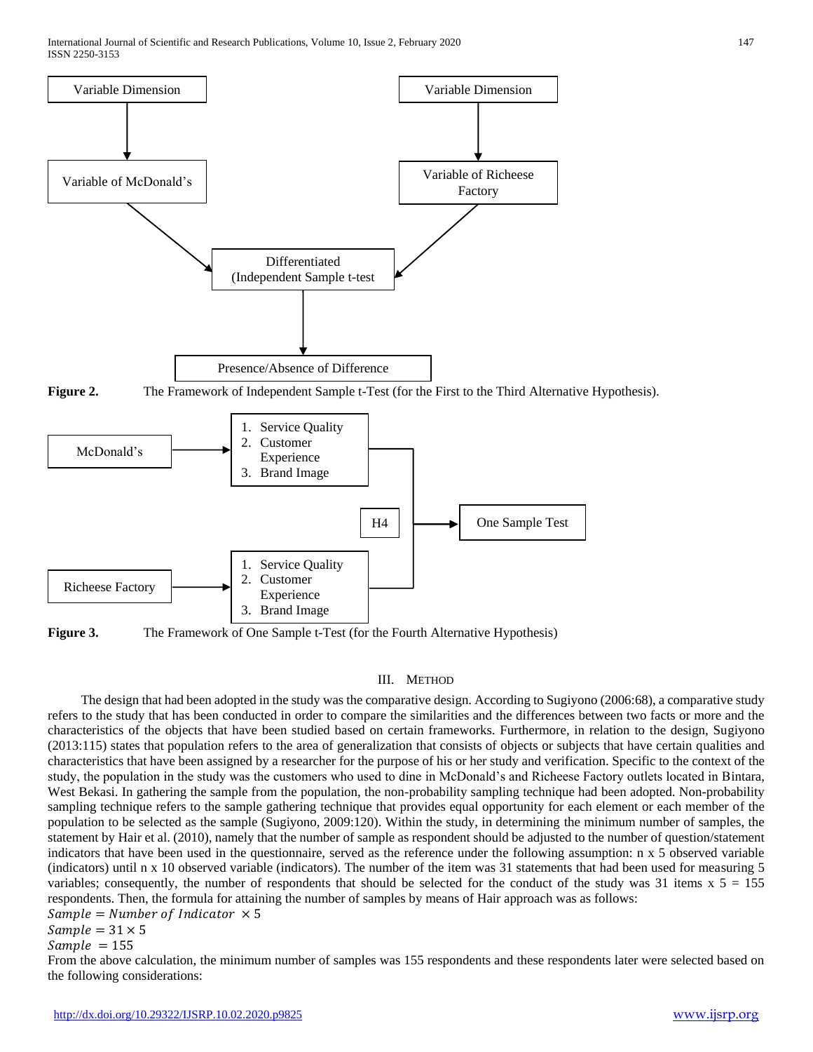Variable Dimension → Variable of McDonald's

Variable Dimension → Variable of Richeese Factory

Differentiated (Independent Sample t-test

Presence/Absence of Difference

**Figure 2.** The Framework of Independent Sample t-Test (for the First to the Third Alternative Hypothesis).

McDonald's → 1. Service Quality 2. Customer Experience 3. Brand Image

Richeese Factory → 1. Service Quality 2. Customer Experience 3. Brand Image

H4 → One Sample Test

**Figure 3.** The Framework of One Sample t-Test (for the Fourth Alternative Hypothesis)

## III. Method

The design that had been adopted in the study was the comparative design. According to Sugiyono (2006:68), a comparative study refers to the study that has been conducted in order to compare the similarities and the differences between two facts or more and the characteristics of the objects that have been studied based on certain frameworks. Furthermore, in relation to the design, Sugiyono (2013:115) states that population refers to the area of generalization that consists of objects or subjects that have certain qualities and characteristics that have been assigned by a researcher for the purpose of his or her study and verification. Specific to the context of the study, the population in the study was the customers who used to dine in McDonald's and Richeese Factory outlets located in Bintara, West Bekasi. In gathering the sample from the population, the non-probability sampling technique had been adopted. Non-probability sampling technique refers to the sample gathering technique that provides equal opportunity for each element or each member of the population to be selected as the sample (Sugiyono, 2009:120). Within the study, in determining the minimum number of samples, the statement by Hair et al. (2010), namely that the number of sample as respondent should be adjusted to the number of question/statement indicators that have been used in the questionnaire, served as the reference under the following assumption: n x 5 observed variable (indicators) until n x 10 observed variable (indicators). The number of the item was 31 statements that had been used for measuring 5 variables; consequently, the number of respondents that should be selected for the conduct of the study was 31 items x 5 = 155 respondents. Then, the formula for attaining the number of samples by means of Hair approach was as follows:

$Sample = Number\ of\ Indicator\ \times 5$

$Sample = 31 \times 5$

$Sample\ = 155$

From the above calculation, the minimum number of samples was 155 respondents and these respondents later were selected based on the following considerations: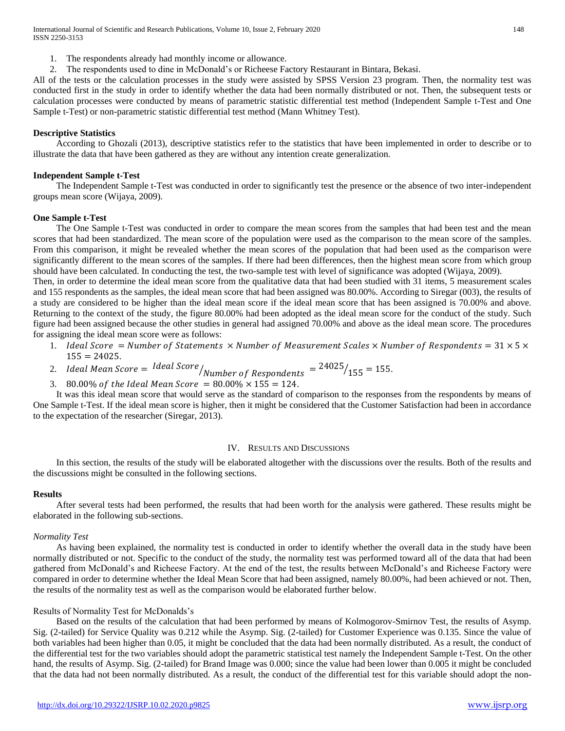1. The respondents already had monthly income or allowance.
2. The respondents used to dine in McDonald's or Richeese Factory Restaurant in Bintara, Bekasi.

All of the tests or the calculation processes in the study were assisted by SPSS Version 23 program. Then, the normality test was conducted first in the study in order to identify whether the data had been normally distributed or not. Then, the subsequent tests or calculation processes were conducted by means of parametric statistic differential test method (Independent Sample t-Test and One Sample t-Test) or non-parametric statistic differential test method (Mann Whitney Test).

**Descriptive Statistics**

According to Ghozali (2013), descriptive statistics refer to the statistics that have been implemented in order to describe or to illustrate the data that have been gathered as they are without any intention create generalization.

**Independent Sample t-Test**

The Independent Sample t-Test was conducted in order to significantly test the presence or the absence of two inter-independent groups mean score (Wijaya, 2009).

**One Sample t-Test**

The One Sample t-Test was conducted in order to compare the mean scores from the samples that had been test and the mean scores that had been standardized. The mean score of the population were used as the comparison to the mean score of the samples. From this comparison, it might be revealed whether the mean scores of the population that had been used as the comparison were significantly different to the mean scores of the samples. If there had been differences, then the highest mean score from which group should have been calculated. In conducting the test, the two-sample test with level of significance was adopted (Wijaya, 2009).

Then, in order to determine the ideal mean score from the qualitative data that had been studied with 31 items, 5 measurement scales and 155 respondents as the samples, the ideal mean score that had been assigned was 80.00%. According to Siregar (003), the results of a study are considered to be higher than the ideal mean score if the ideal mean score that has been assigned is 70.00% and above. Returning to the context of the study, the figure 80.00% had been adopted as the ideal mean score for the conduct of the study. Such figure had been assigned because the other studies in general had assigned 70.00% and above as the ideal mean score. The procedures for assigning the ideal mean score were as follows:

1. $Ideal\ Score\ = Number\ of\ Statements\ \times Number\ of\ Measurement\ Scales \times Number\ of\ Respondents = 31 \times 5 \times 155 = 24025.$
2. $Ideal\ Mean\ Score = {}^{Ideal\ Score}/_{Number\ of\ Respondents} = {}^{24025}/_{155} = 155.$
3. $80.00\%\ of\ the\ Ideal\ Mean\ Score\ = 80.00\% \times 155 = 124.$

It was this ideal mean score that would serve as the standard of comparison to the responses from the respondents by means of One Sample t-Test. If the ideal mean score is higher, then it might be considered that the Customer Satisfaction had been in accordance to the expectation of the researcher (Siregar, 2013).

## IV. Results and Discussions

In this section, the results of the study will be elaborated altogether with the discussions over the results. Both of the results and the discussions might be consulted in the following sections.

**Results**

After several tests had been performed, the results that had been worth for the analysis were gathered. These results might be elaborated in the following sub-sections.

*Normality Test*

As having been explained, the normality test is conducted in order to identify whether the overall data in the study have been normally distributed or not. Specific to the conduct of the study, the normality test was performed toward all of the data that had been gathered from McDonald's and Richeese Factory. At the end of the test, the results between McDonald's and Richeese Factory were compared in order to determine whether the Ideal Mean Score that had been assigned, namely 80.00%, had been achieved or not. Then, the results of the normality test as well as the comparison would be elaborated further below.

Results of Normality Test for McDonalds's

Based on the results of the calculation that had been performed by means of Kolmogorov-Smirnov Test, the results of Asymp. Sig. (2-tailed) for Service Quality was 0.212 while the Asymp. Sig. (2-tailed) for Customer Experience was 0.135. Since the value of both variables had been higher than 0.05, it might be concluded that the data had been normally distributed. As a result, the conduct of the differential test for the two variables should adopt the parametric statistical test namely the Independent Sample t-Test. On the other hand, the results of Asymp. Sig. (2-tailed) for Brand Image was 0.000; since the value had been lower than 0.005 it might be concluded that the data had not been normally distributed. As a result, the conduct of the differential test for this variable should adopt the non-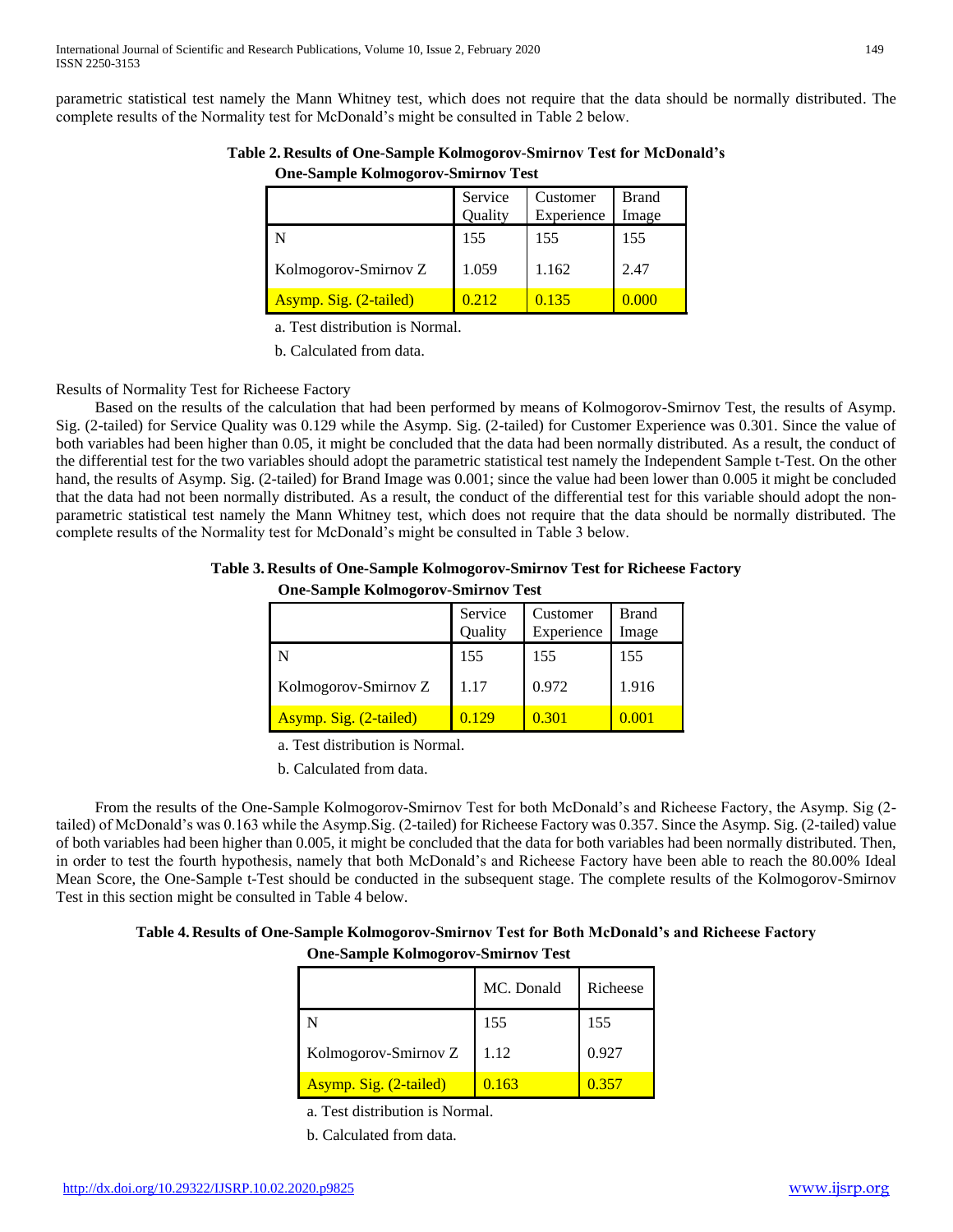parametric statistical test namely the Mann Whitney test, which does not require that the data should be normally distributed. The complete results of the Normality test for McDonald's might be consulted in Table 2 below.

**Table 2. Results of One-Sample Kolmogorov-Smirnov Test for McDonald's**

**One-Sample Kolmogorov-Smirnov Test**

| | Service Quality | Customer Experience | Brand Image |
|---|---|---|---|
| N | 155 | 155 | 155 |
| Kolmogorov-Smirnov Z | 1.059 | 1.162 | 2.47 |
| Asymp. Sig. (2-tailed) | 0.212 | 0.135 | 0.000 |

a. Test distribution is Normal.

b. Calculated from data.

Results of Normality Test for Richeese Factory

Based on the results of the calculation that had been performed by means of Kolmogorov-Smirnov Test, the results of Asymp. Sig. (2-tailed) for Service Quality was 0.129 while the Asymp. Sig. (2-tailed) for Customer Experience was 0.301. Since the value of both variables had been higher than 0.05, it might be concluded that the data had been normally distributed. As a result, the conduct of the differential test for the two variables should adopt the parametric statistical test namely the Independent Sample t-Test. On the other hand, the results of Asymp. Sig. (2-tailed) for Brand Image was 0.001; since the value had been lower than 0.005 it might be concluded that the data had not been normally distributed. As a result, the conduct of the differential test for this variable should adopt the non-parametric statistical test namely the Mann Whitney test, which does not require that the data should be normally distributed. The complete results of the Normality test for McDonald's might be consulted in Table 3 below.

**Table 3. Results of One-Sample Kolmogorov-Smirnov Test for Richeese Factory**

**One-Sample Kolmogorov-Smirnov Test**

| | Service Quality | Customer Experience | Brand Image |
|---|---|---|---|
| N | 155 | 155 | 155 |
| Kolmogorov-Smirnov Z | 1.17 | 0.972 | 1.916 |
| Asymp. Sig. (2-tailed) | 0.129 | 0.301 | 0.001 |

a. Test distribution is Normal.

b. Calculated from data.

From the results of the One-Sample Kolmogorov-Smirnov Test for both McDonald's and Richeese Factory, the Asymp. Sig (2-tailed) of McDonald's was 0.163 while the Asymp.Sig. (2-tailed) for Richeese Factory was 0.357. Since the Asymp. Sig. (2-tailed) value of both variables had been higher than 0.005, it might be concluded that the data for both variables had been normally distributed. Then, in order to test the fourth hypothesis, namely that both McDonald's and Richeese Factory have been able to reach the 80.00% Ideal Mean Score, the One-Sample t-Test should be conducted in the subsequent stage. The complete results of the Kolmogorov-Smirnov Test in this section might be consulted in Table 4 below.

**Table 4. Results of One-Sample Kolmogorov-Smirnov Test for Both McDonald's and Richeese Factory**

**One-Sample Kolmogorov-Smirnov Test**

| | MC. Donald | Richeese |
|---|---|---|
| N | 155 | 155 |
| Kolmogorov-Smirnov Z | 1.12 | 0.927 |
| Asymp. Sig. (2-tailed) | 0.163 | 0.357 |

a. Test distribution is Normal.

b. Calculated from data.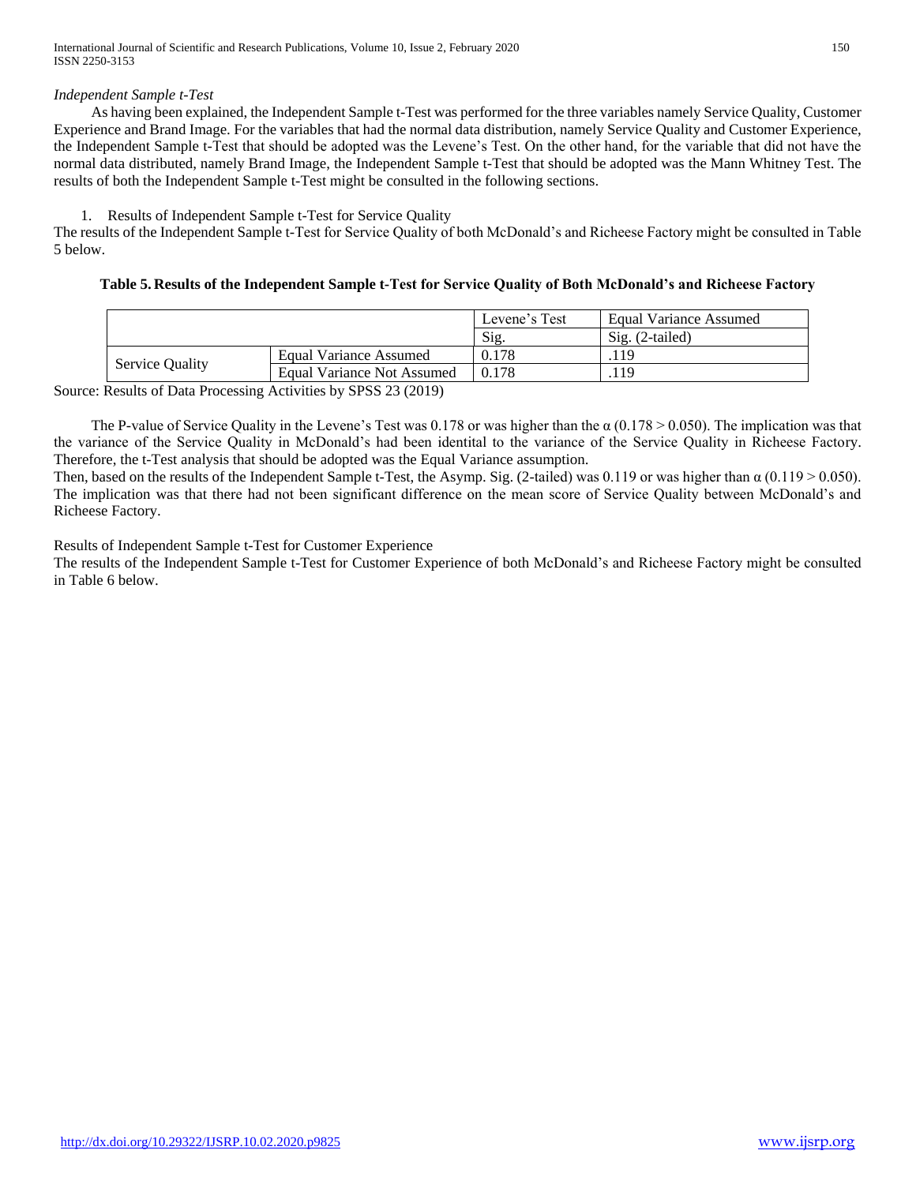*Independent Sample t-Test*

As having been explained, the Independent Sample t-Test was performed for the three variables namely Service Quality, Customer Experience and Brand Image. For the variables that had the normal data distribution, namely Service Quality and Customer Experience, the Independent Sample t-Test that should be adopted was the Levene's Test. On the other hand, for the variable that did not have the normal data distributed, namely Brand Image, the Independent Sample t-Test that should be adopted was the Mann Whitney Test. The results of both the Independent Sample t-Test might be consulted in the following sections.

1. Results of Independent Sample t-Test for Service Quality

The results of the Independent Sample t-Test for Service Quality of both McDonald's and Richeese Factory might be consulted in Table 5 below.

**Table 5. Results of the Independent Sample t-Test for Service Quality of Both McDonald's and Richeese Factory**

| | | Levene's Test | Equal Variance Assumed |
|---|---|---|---|
| | | Sig. | Sig. (2-tailed) |
| Service Quality | Equal Variance Assumed | 0.178 | .119 |
| | Equal Variance Not Assumed | 0.178 | .119 |

Source: Results of Data Processing Activities by SPSS 23 (2019)

The P-value of Service Quality in the Levene's Test was 0.178 or was higher than the $\alpha$ ($0.178 > 0.050$). The implication was that the variance of the Service Quality in McDonald's had been identital to the variance of the Service Quality in Richeese Factory. Therefore, the t-Test analysis that should be adopted was the Equal Variance assumption.

Then, based on the results of the Independent Sample t-Test, the Asymp. Sig. (2-tailed) was 0.119 or was higher than $\alpha$ ($0.119 > 0.050$). The implication was that there had not been significant difference on the mean score of Service Quality between McDonald's and Richeese Factory.

Results of Independent Sample t-Test for Customer Experience

The results of the Independent Sample t-Test for Customer Experience of both McDonald's and Richeese Factory might be consulted in Table 6 below.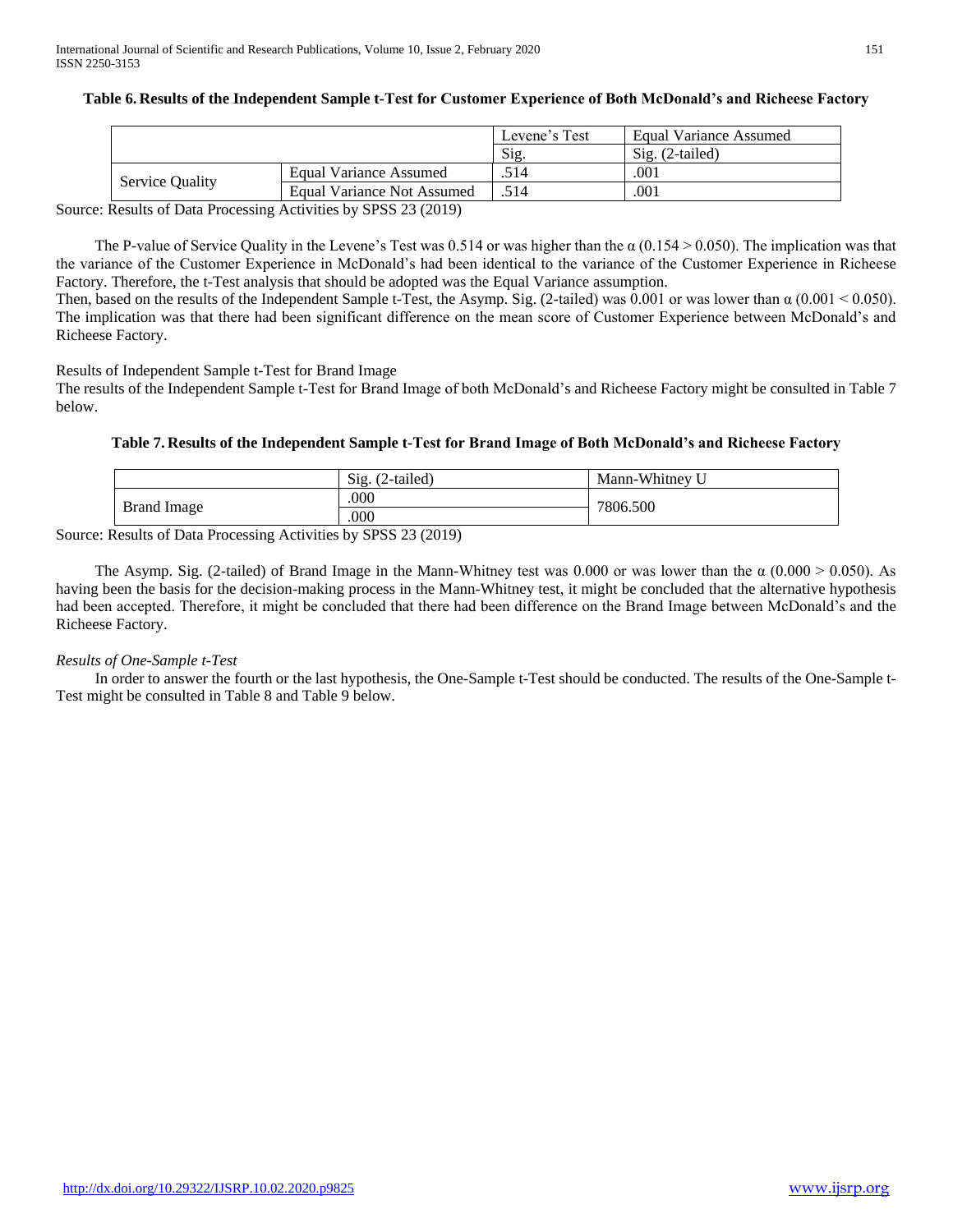**Table 6. Results of the Independent Sample t-Test for Customer Experience of Both McDonald's and Richeese Factory**

| | | Levene's Test | Equal Variance Assumed |
|---|---|---|---|
| | | Sig. | Sig. (2-tailed) |
| Service Quality | Equal Variance Assumed | .514 | .001 |
| | Equal Variance Not Assumed | .514 | .001 |

Source: Results of Data Processing Activities by SPSS 23 (2019)

The P-value of Service Quality in the Levene's Test was 0.514 or was higher than the α (0.154 > 0.050). The implication was that the variance of the Customer Experience in McDonald's had been identical to the variance of the Customer Experience in Richeese Factory. Therefore, the t-Test analysis that should be adopted was the Equal Variance assumption.

Then, based on the results of the Independent Sample t-Test, the Asymp. Sig. (2-tailed) was 0.001 or was lower than α (0.001 < 0.050). The implication was that there had been significant difference on the mean score of Customer Experience between McDonald's and Richeese Factory.

Results of Independent Sample t-Test for Brand Image

The results of the Independent Sample t-Test for Brand Image of both McDonald's and Richeese Factory might be consulted in Table 7 below.

**Table 7. Results of the Independent Sample t-Test for Brand Image of Both McDonald's and Richeese Factory**

| | Sig. (2-tailed) | Mann-Whitney U |
|---|---|---|
| Brand Image | .000 | 7806.500 |
| | .000 | |

Source: Results of Data Processing Activities by SPSS 23 (2019)

The Asymp. Sig. (2-tailed) of Brand Image in the Mann-Whitney test was 0.000 or was lower than the α (0.000 > 0.050). As having been the basis for the decision-making process in the Mann-Whitney test, it might be concluded that the alternative hypothesis had been accepted. Therefore, it might be concluded that there had been difference on the Brand Image between McDonald's and the Richeese Factory.

*Results of One-Sample t-Test*

In order to answer the fourth or the last hypothesis, the One-Sample t-Test should be conducted. The results of the One-Sample t-Test might be consulted in Table 8 and Table 9 below.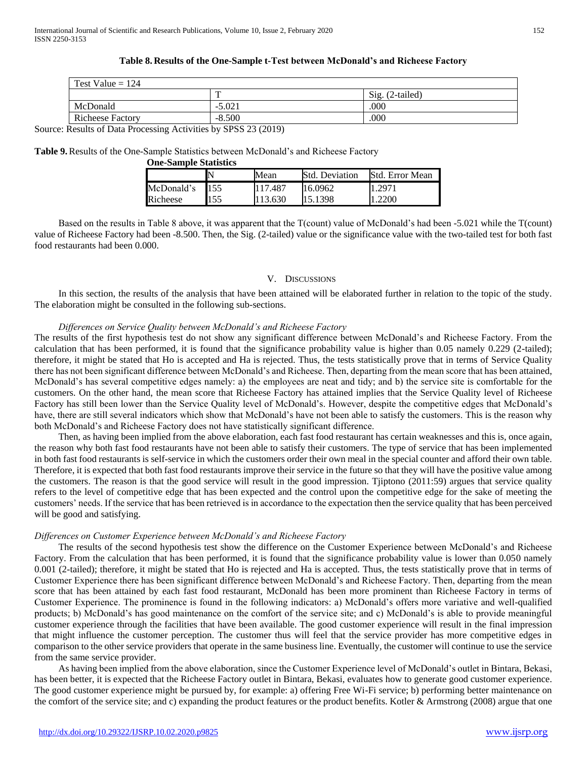**Table 8. Results of the One-Sample t-Test between McDonald's and Richeese Factory**

| Test Value = 124 | | |
|---|---|---|
| | T | Sig. (2-tailed) |
| McDonald | -5.021 | .000 |
| Richeese Factory | -8.500 | .000 |

Source: Results of Data Processing Activities by SPSS 23 (2019)

**Table 9.** Results of the One-Sample Statistics between McDonald's and Richeese Factory

**One-Sample Statistics**

| | N | Mean | Std. Deviation | Std. Error Mean |
|---|---|---|---|---|
| McDonald's | 155 | 117.487 | 16.0962 | 1.2971 |
| Richeese | 155 | 113.630 | 15.1398 | 1.2200 |

Based on the results in Table 8 above, it was apparent that the T(count) value of McDonald's had been -5.021 while the T(count) value of Richeese Factory had been -8.500. Then, the Sig. (2-tailed) value or the significance value with the two-tailed test for both fast food restaurants had been 0.000.

## V. Discussions

In this section, the results of the analysis that have been attained will be elaborated further in relation to the topic of the study. The elaboration might be consulted in the following sub-sections.

*Differences on Service Quality between McDonald's and Richeese Factory*

The results of the first hypothesis test do not show any significant difference between McDonald's and Richeese Factory. From the calculation that has been performed, it is found that the significance probability value is higher than 0.05 namely 0.229 (2-tailed); therefore, it might be stated that Ho is accepted and Ha is rejected. Thus, the tests statistically prove that in terms of Service Quality there has not been significant difference between McDonald's and Richeese. Then, departing from the mean score that has been attained, McDonald's has several competitive edges namely: a) the employees are neat and tidy; and b) the service site is comfortable for the customers. On the other hand, the mean score that Richeese Factory has attained implies that the Service Quality level of Richeese Factory has still been lower than the Service Quality level of McDonald's. However, despite the competitive edges that McDonald's have, there are still several indicators which show that McDonald's have not been able to satisfy the customers. This is the reason why both McDonald's and Richeese Factory does not have statistically significant difference.

Then, as having been implied from the above elaboration, each fast food restaurant has certain weaknesses and this is, once again, the reason why both fast food restaurants have not been able to satisfy their customers. The type of service that has been implemented in both fast food restaurants is self-service in which the customers order their own meal in the special counter and afford their own table. Therefore, it is expected that both fast food restaurants improve their service in the future so that they will have the positive value among the customers. The reason is that the good service will result in the good impression. Tjiptono (2011:59) argues that service quality refers to the level of competitive edge that has been expected and the control upon the competitive edge for the sake of meeting the customers' needs. If the service that has been retrieved is in accordance to the expectation then the service quality that has been perceived will be good and satisfying.

*Differences on Customer Experience between McDonald's and Richeese Factory*

The results of the second hypothesis test show the difference on the Customer Experience between McDonald's and Richeese Factory. From the calculation that has been performed, it is found that the significance probability value is lower than 0.050 namely 0.001 (2-tailed); therefore, it might be stated that Ho is rejected and Ha is accepted. Thus, the tests statistically prove that in terms of Customer Experience there has been significant difference between McDonald's and Richeese Factory. Then, departing from the mean score that has been attained by each fast food restaurant, McDonald has been more prominent than Richeese Factory in terms of Customer Experience. The prominence is found in the following indicators: a) McDonald's offers more variative and well-qualified products; b) McDonald's has good maintenance on the comfort of the service site; and c) McDonald's is able to provide meaningful customer experience through the facilities that have been available. The good customer experience will result in the final impression that might influence the customer perception. The customer thus will feel that the service provider has more competitive edges in comparison to the other service providers that operate in the same business line. Eventually, the customer will continue to use the service from the same service provider.

As having been implied from the above elaboration, since the Customer Experience level of McDonald's outlet in Bintara, Bekasi, has been better, it is expected that the Richeese Factory outlet in Bintara, Bekasi, evaluates how to generate good customer experience. The good customer experience might be pursued by, for example: a) offering Free Wi-Fi service; b) performing better maintenance on the comfort of the service site; and c) expanding the product features or the product benefits. Kotler & Armstrong (2008) argue that one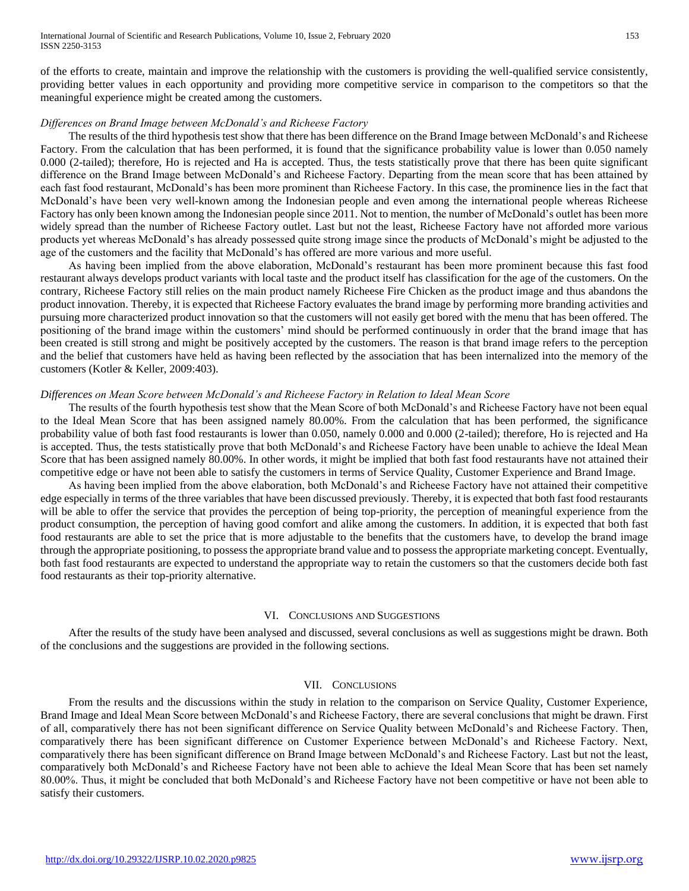of the efforts to create, maintain and improve the relationship with the customers is providing the well-qualified service consistently, providing better values in each opportunity and providing more competitive service in comparison to the competitors so that the meaningful experience might be created among the customers.

*Differences on Brand Image between McDonald's and Richeese Factory*

The results of the third hypothesis test show that there has been difference on the Brand Image between McDonald's and Richeese Factory. From the calculation that has been performed, it is found that the significance probability value is lower than 0.050 namely 0.000 (2-tailed); therefore, Ho is rejected and Ha is accepted. Thus, the tests statistically prove that there has been quite significant difference on the Brand Image between McDonald's and Richeese Factory. Departing from the mean score that has been attained by each fast food restaurant, McDonald's has been more prominent than Richeese Factory. In this case, the prominence lies in the fact that McDonald's have been very well-known among the Indonesian people and even among the international people whereas Richeese Factory has only been known among the Indonesian people since 2011. Not to mention, the number of McDonald's outlet has been more widely spread than the number of Richeese Factory outlet. Last but not the least, Richeese Factory have not afforded more various products yet whereas McDonald's has already possessed quite strong image since the products of McDonald's might be adjusted to the age of the customers and the facility that McDonald's has offered are more various and more useful.

As having been implied from the above elaboration, McDonald's restaurant has been more prominent because this fast food restaurant always develops product variants with local taste and the product itself has classification for the age of the customers. On the contrary, Richeese Factory still relies on the main product namely Richeese Fire Chicken as the product image and thus abandons the product innovation. Thereby, it is expected that Richeese Factory evaluates the brand image by performing more branding activities and pursuing more characterized product innovation so that the customers will not easily get bored with the menu that has been offered. The positioning of the brand image within the customers' mind should be performed continuously in order that the brand image that has been created is still strong and might be positively accepted by the customers. The reason is that brand image refers to the perception and the belief that customers have held as having been reflected by the association that has been internalized into the memory of the customers (Kotler & Keller, 2009:403).

*Differences on Mean Score between McDonald's and Richeese Factory in Relation to Ideal Mean Score*

The results of the fourth hypothesis test show that the Mean Score of both McDonald's and Richeese Factory have not been equal to the Ideal Mean Score that has been assigned namely 80.00%. From the calculation that has been performed, the significance probability value of both fast food restaurants is lower than 0.050, namely 0.000 and 0.000 (2-tailed); therefore, Ho is rejected and Ha is accepted. Thus, the tests statistically prove that both McDonald's and Richeese Factory have been unable to achieve the Ideal Mean Score that has been assigned namely 80.00%. In other words, it might be implied that both fast food restaurants have not attained their competitive edge or have not been able to satisfy the customers in terms of Service Quality, Customer Experience and Brand Image.

As having been implied from the above elaboration, both McDonald's and Richeese Factory have not attained their competitive edge especially in terms of the three variables that have been discussed previously. Thereby, it is expected that both fast food restaurants will be able to offer the service that provides the perception of being top-priority, the perception of meaningful experience from the product consumption, the perception of having good comfort and alike among the customers. In addition, it is expected that both fast food restaurants are able to set the price that is more adjustable to the benefits that the customers have, to develop the brand image through the appropriate positioning, to possess the appropriate brand value and to possess the appropriate marketing concept. Eventually, both fast food restaurants are expected to understand the appropriate way to retain the customers so that the customers decide both fast food restaurants as their top-priority alternative.

## VI. Conclusions and Suggestions

After the results of the study have been analysed and discussed, several conclusions as well as suggestions might be drawn. Both of the conclusions and the suggestions are provided in the following sections.

## VII. Conclusions

From the results and the discussions within the study in relation to the comparison on Service Quality, Customer Experience, Brand Image and Ideal Mean Score between McDonald's and Richeese Factory, there are several conclusions that might be drawn. First of all, comparatively there has not been significant difference on Service Quality between McDonald's and Richeese Factory. Then, comparatively there has been significant difference on Customer Experience between McDonald's and Richeese Factory. Next, comparatively there has been significant difference on Brand Image between McDonald's and Richeese Factory. Last but not the least, comparatively both McDonald's and Richeese Factory have not been able to achieve the Ideal Mean Score that has been set namely 80.00%. Thus, it might be concluded that both McDonald's and Richeese Factory have not been competitive or have not been able to satisfy their customers.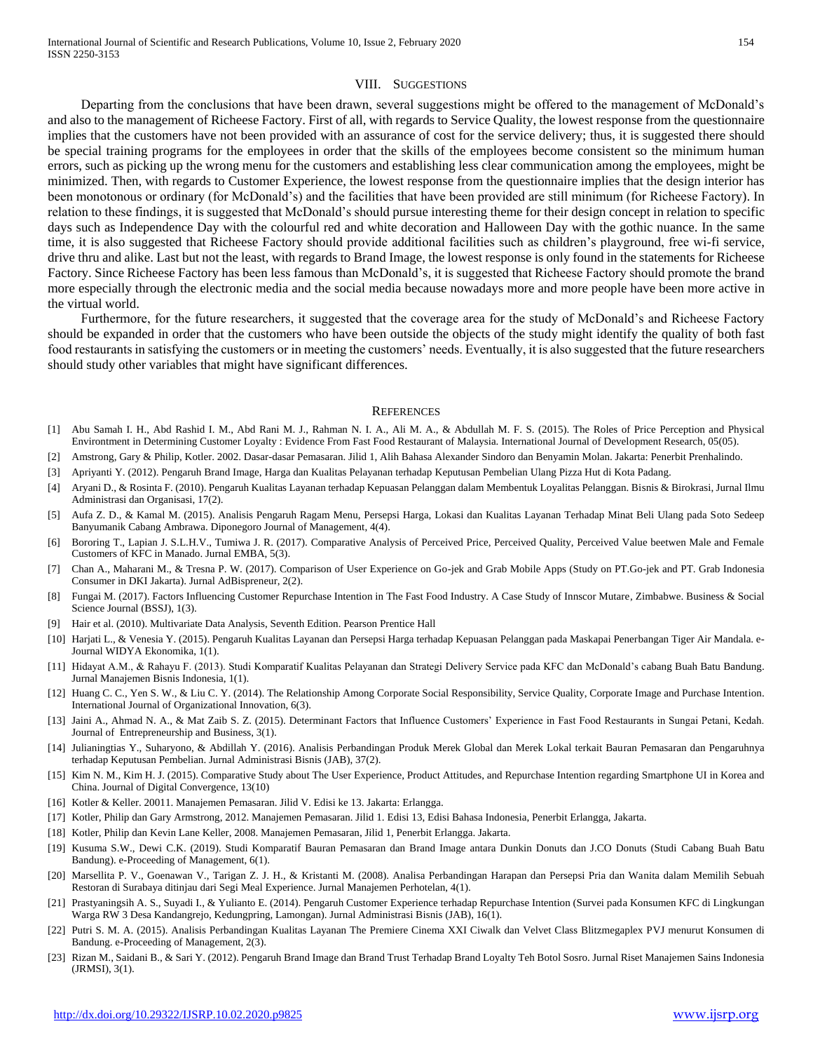## VIII. Suggestions

Departing from the conclusions that have been drawn, several suggestions might be offered to the management of McDonald's and also to the management of Richeese Factory. First of all, with regards to Service Quality, the lowest response from the questionnaire implies that the customers have not been provided with an assurance of cost for the service delivery; thus, it is suggested there should be special training programs for the employees in order that the skills of the employees become consistent so the minimum human errors, such as picking up the wrong menu for the customers and establishing less clear communication among the employees, might be minimized. Then, with regards to Customer Experience, the lowest response from the questionnaire implies that the design interior has been monotonous or ordinary (for McDonald's) and the facilities that have been provided are still minimum (for Richeese Factory). In relation to these findings, it is suggested that McDonald's should pursue interesting theme for their design concept in relation to specific days such as Independence Day with the colourful red and white decoration and Halloween Day with the gothic nuance. In the same time, it is also suggested that Richeese Factory should provide additional facilities such as children's playground, free wi-fi service, drive thru and alike. Last but not the least, with regards to Brand Image, the lowest response is only found in the statements for Richeese Factory. Since Richeese Factory has been less famous than McDonald's, it is suggested that Richeese Factory should promote the brand more especially through the electronic media and the social media because nowadays more and more people have been more active in the virtual world.

Furthermore, for the future researchers, it suggested that the coverage area for the study of McDonald's and Richeese Factory should be expanded in order that the customers who have been outside the objects of the study might identify the quality of both fast food restaurants in satisfying the customers or in meeting the customers' needs. Eventually, it is also suggested that the future researchers should study other variables that might have significant differences.

## References

[1] Abu Samah I. H., Abd Rashid I. M., Abd Rani M. J., Rahman N. I. A., Ali M. A., & Abdullah M. F. S. (2015). The Roles of Price Perception and Physical Environtment in Determining Customer Loyalty : Evidence From Fast Food Restaurant of Malaysia. International Journal of Development Research, 05(05).

[2] Amstrong, Gary & Philip, Kotler. 2002. Dasar-dasar Pemasaran. Jilid 1, Alih Bahasa Alexander Sindoro dan Benyamin Molan. Jakarta: Penerbit Prenhalindo.

[3] Apriyanti Y. (2012). Pengaruh Brand Image, Harga dan Kualitas Pelayanan terhadap Keputusan Pembelian Ulang Pizza Hut di Kota Padang.

[4] Aryani D., & Rosinta F. (2010). Pengaruh Kualitas Layanan terhadap Kepuasan Pelanggan dalam Membentuk Loyalitas Pelanggan. Bisnis & Birokrasi, Jurnal Ilmu Administrasi dan Organisasi, 17(2).

[5] Aufa Z. D., & Kamal M. (2015). Analisis Pengaruh Ragam Menu, Persepsi Harga, Lokasi dan Kualitas Layanan Terhadap Minat Beli Ulang pada Soto Sedeep Banyumanik Cabang Ambrawa. Diponegoro Journal of Management, 4(4).

[6] Bororing T., Lapian J. S.L.H.V., Tumiwa J. R. (2017). Comparative Analysis of Perceived Price, Perceived Quality, Perceived Value beetwen Male and Female Customers of KFC in Manado. Jurnal EMBA, 5(3).

[7] Chan A., Maharani M., & Tresna P. W. (2017). Comparison of User Experience on Go-jek and Grab Mobile Apps (Study on PT.Go-jek and PT. Grab Indonesia Consumer in DKI Jakarta). Jurnal AdBispreneur, 2(2).

[8] Fungai M. (2017). Factors Influencing Customer Repurchase Intention in The Fast Food Industry. A Case Study of Innscor Mutare, Zimbabwe. Business & Social Science Journal (BSSJ), 1(3).

[9] Hair et al. (2010). Multivariate Data Analysis, Seventh Edition. Pearson Prentice Hall

[10] Harjati L., & Venesia Y. (2015). Pengaruh Kualitas Layanan dan Persepsi Harga terhadap Kepuasan Pelanggan pada Maskapai Penerbangan Tiger Air Mandala. e-Journal WIDYA Ekonomika, 1(1).

[11] Hidayat A.M., & Rahayu F. (2013). Studi Komparatif Kualitas Pelayanan dan Strategi Delivery Service pada KFC dan McDonald's cabang Buah Batu Bandung. Jurnal Manajemen Bisnis Indonesia, 1(1).

[12] Huang C. C., Yen S. W., & Liu C. Y. (2014). The Relationship Among Corporate Social Responsibility, Service Quality, Corporate Image and Purchase Intention. International Journal of Organizational Innovation, 6(3).

[13] Jaini A., Ahmad N. A., & Mat Zaib S. Z. (2015). Determinant Factors that Influence Customers' Experience in Fast Food Restaurants in Sungai Petani, Kedah. Journal of Entrepreneurship and Business, 3(1).

[14] Julianingtias Y., Suharyono, & Abdillah Y. (2016). Analisis Perbandingan Produk Merek Global dan Merek Lokal terkait Bauran Pemasaran dan Pengaruhnya terhadap Keputusan Pembelian. Jurnal Administrasi Bisnis (JAB), 37(2).

[15] Kim N. M., Kim H. J. (2015). Comparative Study about The User Experience, Product Attitudes, and Repurchase Intention regarding Smartphone UI in Korea and China. Journal of Digital Convergence, 13(10)

[16] Kotler & Keller. 20011. Manajemen Pemasaran. Jilid V. Edisi ke 13. Jakarta: Erlangga.

[17] Kotler, Philip dan Gary Armstrong, 2012. Manajemen Pemasaran. Jilid 1. Edisi 13, Edisi Bahasa Indonesia, Penerbit Erlangga, Jakarta.

[18] Kotler, Philip dan Kevin Lane Keller, 2008. Manajemen Pemasaran, Jilid 1, Penerbit Erlangga. Jakarta.

[19] Kusuma S.W., Dewi C.K. (2019). Studi Komparatif Bauran Pemasaran dan Brand Image antara Dunkin Donuts dan J.CO Donuts (Studi Cabang Buah Batu Bandung). e-Proceeding of Management, 6(1).

[20] Marsellita P. V., Goenawan V., Tarigan Z. J. H., & Kristanti M. (2008). Analisa Perbandingan Harapan dan Persepsi Pria dan Wanita dalam Memilih Sebuah Restoran di Surabaya ditinjau dari Segi Meal Experience. Jurnal Manajemen Perhotelan, 4(1).

[21] Prastyaningsih A. S., Suyadi I., & Yulianto E. (2014). Pengaruh Customer Experience terhadap Repurchase Intention (Survei pada Konsumen KFC di Lingkungan Warga RW 3 Desa Kandangrejo, Kedungpring, Lamongan). Jurnal Administrasi Bisnis (JAB), 16(1).

[22] Putri S. M. A. (2015). Analisis Perbandingan Kualitas Layanan The Premiere Cinema XXI Ciwalk dan Velvet Class Blitzmegaplex PVJ menurut Konsumen di Bandung. e-Proceeding of Management, 2(3).

[23] Rizan M., Saidani B., & Sari Y. (2012). Pengaruh Brand Image dan Brand Trust Terhadap Brand Loyalty Teh Botol Sosro. Jurnal Riset Manajemen Sains Indonesia (JRMSI), 3(1).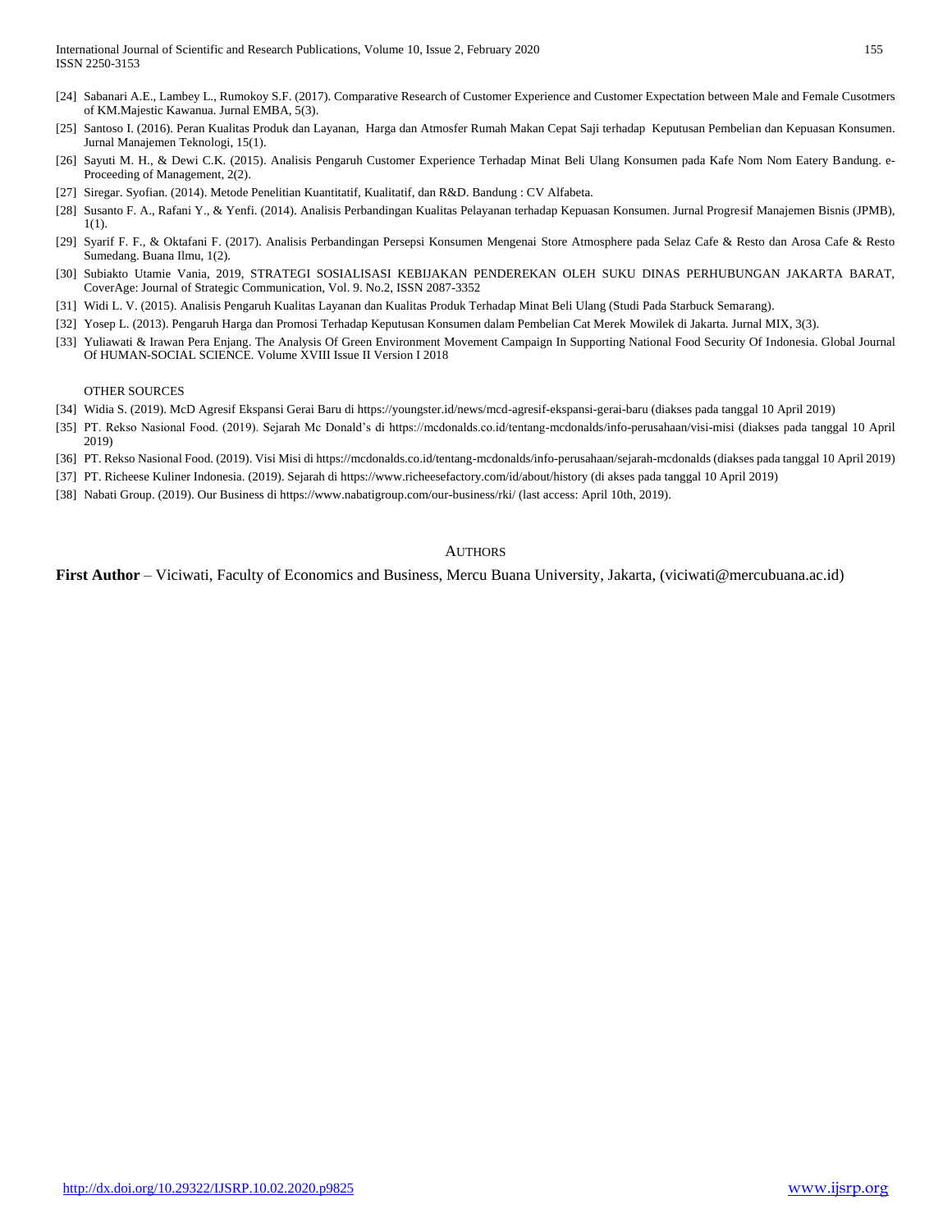[24] Sabanari A.E., Lambey L., Rumokoy S.F. (2017). Comparative Research of Customer Experience and Customer Expectation between Male and Female Cusotmers of KM.Majestic Kawanua. Jurnal EMBA, 5(3).

[25] Santoso I. (2016). Peran Kualitas Produk dan Layanan, Harga dan Atmosfer Rumah Makan Cepat Saji terhadap Keputusan Pembelian dan Kepuasan Konsumen. Jurnal Manajemen Teknologi, 15(1).

[26] Sayuti M. H., & Dewi C.K. (2015). Analisis Pengaruh Customer Experience Terhadap Minat Beli Ulang Konsumen pada Kafe Nom Nom Eatery Bandung. e-Proceeding of Management, 2(2).

[27] Siregar. Syofian. (2014). Metode Penelitian Kuantitatif, Kualitatif, dan R&D. Bandung : CV Alfabeta.

[28] Susanto F. A., Rafani Y., & Yenfi. (2014). Analisis Perbandingan Kualitas Pelayanan terhadap Kepuasan Konsumen. Jurnal Progresif Manajemen Bisnis (JPMB), 1(1).

[29] Syarif F. F., & Oktafani F. (2017). Analisis Perbandingan Persepsi Konsumen Mengenai Store Atmosphere pada Selaz Cafe & Resto dan Arosa Cafe & Resto Sumedang. Buana Ilmu, 1(2).

[30] Subiakto Utamie Vania, 2019, STRATEGI SOSIALISASI KEBIJAKAN PENDEREKAN OLEH SUKU DINAS PERHUBUNGAN JAKARTA BARAT, CoverAge: Journal of Strategic Communication, Vol. 9. No.2, ISSN 2087-3352

[31] Widi L. V. (2015). Analisis Pengaruh Kualitas Layanan dan Kualitas Produk Terhadap Minat Beli Ulang (Studi Pada Starbuck Semarang).

[32] Yosep L. (2013). Pengaruh Harga dan Promosi Terhadap Keputusan Konsumen dalam Pembelian Cat Merek Mowilek di Jakarta. Jurnal MIX, 3(3).

[33] Yuliawati & Irawan Pera Enjang. The Analysis Of Green Environment Movement Campaign In Supporting National Food Security Of Indonesia. Global Journal Of HUMAN-SOCIAL SCIENCE. Volume XVIII Issue II Version I 2018

OTHER SOURCES

[34] Widia S. (2019). McD Agresif Ekspansi Gerai Baru di https://youngster.id/news/mcd-agresif-ekspansi-gerai-baru (diakses pada tanggal 10 April 2019)

[35] PT. Rekso Nasional Food. (2019). Sejarah Mc Donald's di https://mcdonalds.co.id/tentang-mcdonalds/info-perusahaan/visi-misi (diakses pada tanggal 10 April 2019)

[36] PT. Rekso Nasional Food. (2019). Visi Misi di https://mcdonalds.co.id/tentang-mcdonalds/info-perusahaan/sejarah-mcdonalds (diakses pada tanggal 10 April 2019)

[37] PT. Richeese Kuliner Indonesia. (2019). Sejarah di https://www.richeesefactory.com/id/about/history (di akses pada tanggal 10 April 2019)

[38] Nabati Group. (2019). Our Business di https://www.nabatigroup.com/our-business/rki/ (last access: April 10th, 2019).

## AUTHORS

**First Author** – Viciwati, Faculty of Economics and Business, Mercu Buana University, Jakarta, (viciwati@mercubuana.ac.id)